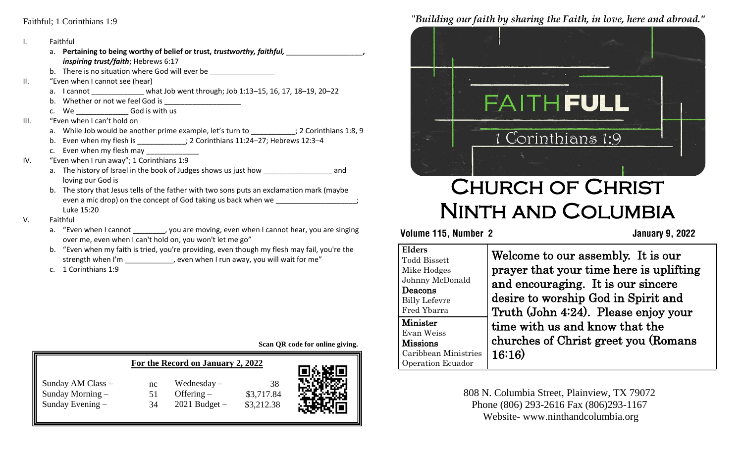Faithful; 1 Corinthians 1:9

I. Faithful
   a. ***Pertaining to being worthy of belief or trust, trustworthy, faithful,*** \_\_\_\_\_\_\_\_\_\_\_\_\_\_\_\_\_\_\_\_, ***inspiring trust/faith***; Hebrews 6:17
   b. There is no situation where God will ever be \_\_\_\_\_\_\_\_\_\_\_\_\_\_\_\_
II. "Even when I cannot see (hear)
   a. I cannot \_\_\_\_\_\_\_\_\_\_\_\_\_ what Job went through; Job 1:13–15, 16, 17, 18–19, 20–22
   b. Whether or not we feel God is \_\_\_\_\_\_\_\_\_\_\_\_\_\_\_\_\_\_\_
   c. We \_\_\_\_\_\_\_\_\_\_\_\_\_ God is with us
III. "Even when I can't hold on
   a. While Job would be another prime example, let's turn to \_\_\_\_\_\_\_\_\_\_\_; 2 Corinthians 1:8, 9
   b. Even when my flesh is \_\_\_\_\_\_\_\_\_\_\_\_; 2 Corinthians 11:24–27; Hebrews 12:3–4
   c. Even when my flesh may \_\_\_\_\_\_\_\_\_\_\_\_\_
IV. "Even when I run away"; 1 Corinthians 1:9
   a. The history of Israel in the book of Judges shows us just how \_\_\_\_\_\_\_\_\_\_\_\_\_\_\_\_\_ and loving our God is
   b. The story that Jesus tells of the father with two sons puts an exclamation mark (maybe even a mic drop) on the concept of God taking us back when we \_\_\_\_\_\_\_\_\_\_\_\_\_\_\_\_\_\_\_\_; Luke 15:20
V. Faithful
   a. "Even when I cannot \_\_\_\_\_\_\_\_, you are moving, even when I cannot hear, you are singing over me, even when I can't hold on, you won't let me go"
   b. "Even when my faith is tried, you're providing, even though my flesh may fail, you're the strength when I'm \_\_\_\_\_\_\_\_\_\_\_\_, even when I run away, you will wait for me"
   c. 1 Corinthians 1:9

**Scan QR code for online giving.**

**For the Record on January 2, 2022**

| | | | |
|---|---|---|---|
| Sunday AM Class – | nc | Wednesday – | 38 |
| Sunday Morning – | 51 | Offering – | $3,717.84 |
| Sunday Evening – | 34 | 2021 Budget – | $3,212.38 |

*"Building our faith by sharing the Faith, in love, here and abroad."*

FAITHFULL

1 Corinthians 1:9

# Church of Christ Ninth and Columbia

**Volume 115, Number 2** **January 9, 2022**

| | |
|---|---|
| **Elders**<br>Todd Bissett<br>Mike Hodges<br>Johnny McDonald<br>**Deacons**<br>Billy Lefevre<br>Fred Ybarra<br>**Minister**<br>Evan Weiss<br>**Missions**<br>Caribbean Ministries<br>Operation Ecuador | Welcome to our assembly. It is our prayer that your time here is uplifting and encouraging. It is our sincere desire to worship God in Spirit and Truth (John 4:24). Please enjoy your time with us and know that the churches of Christ greet you (Romans 16:16) |

808 N. Columbia Street, Plainview, TX 79072
Phone (806) 293-2616 Fax (806)293-1167
Website- www.ninthandcolumbia.org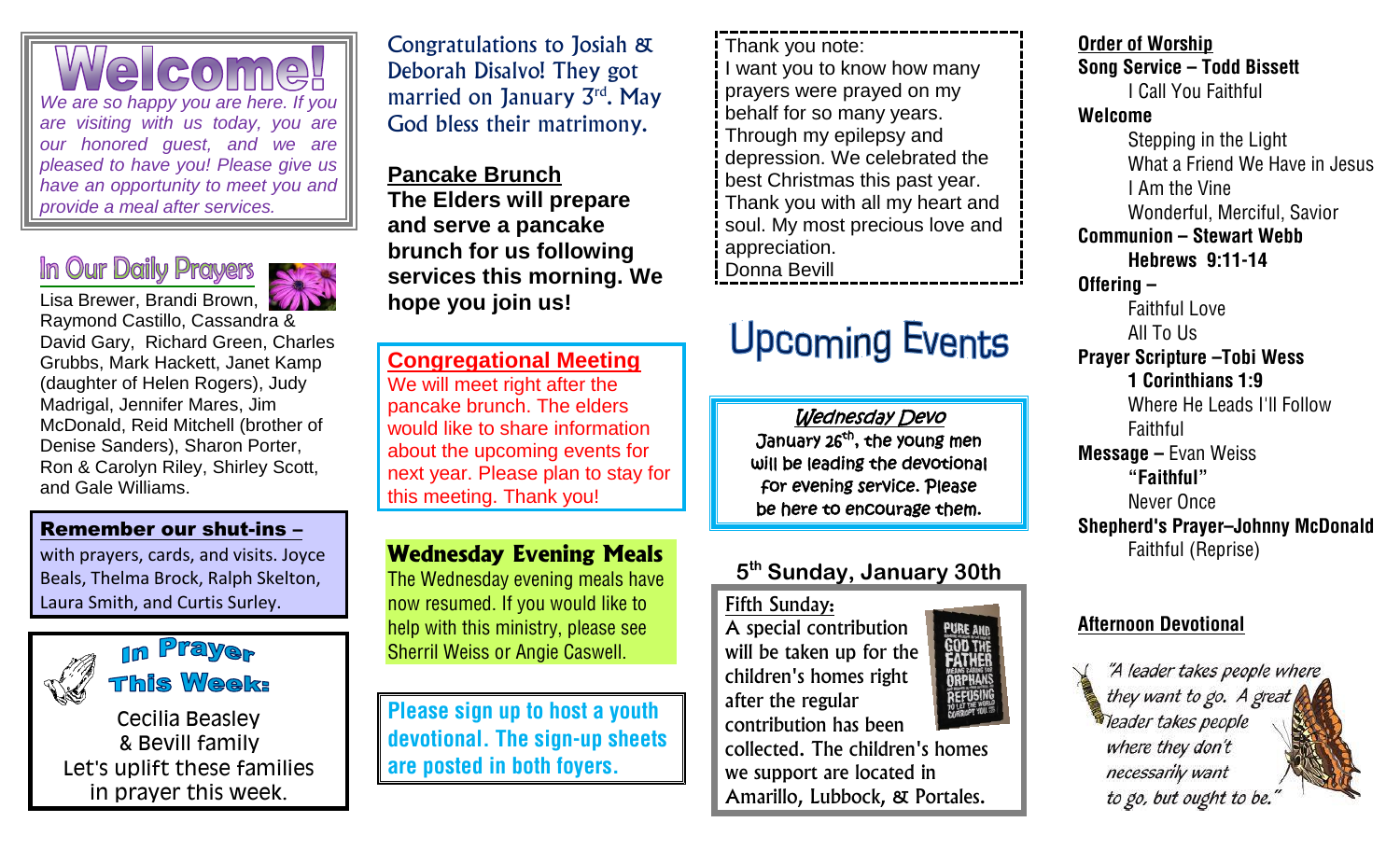# Welcome!

*We are so happy you are here. If you are visiting with us today, you are our honored guest, and we are pleased to have you! Please give us have an opportunity to meet you and provide a meal after services.*

## In Our Daily Prayers

Lisa Brewer, Brandi Brown, Raymond Castillo, Cassandra & David Gary, Richard Green, Charles Grubbs, Mark Hackett, Janet Kamp (daughter of Helen Rogers), Judy Madrigal, Jennifer Mares, Jim McDonald, Reid Mitchell (brother of Denise Sanders), Sharon Porter, Ron & Carolyn Riley, Shirley Scott, and Gale Williams.

**Remember our shut-ins –** with prayers, cards, and visits. Joyce Beals, Thelma Brock, Ralph Skelton, Laura Smith, and Curtis Surley.

## In Prayer This Week:

Cecilia Beasley
& Bevill family
Let's uplift these families
in prayer this week.

Congratulations to Josiah & Deborah Disalvo! They got married on January 3rd. May God bless their matrimony.

## Pancake Brunch

**The Elders will prepare and serve a pancake brunch for us following services this morning. We hope you join us!**

## Congregational Meeting

We will meet right after the pancake brunch. The elders would like to share information about the upcoming events for next year. Please plan to stay for this meeting. Thank you!

## Wednesday Evening Meals

The Wednesday evening meals have now resumed. If you would like to help with this ministry, please see Sherril Weiss or Angie Caswell.

**Please sign up to host a youth devotional. The sign-up sheets are posted in both foyers.**

Thank you note:
I want you to know how many prayers were prayed on my behalf for so many years. Through my epilepsy and depression. We celebrated the best Christmas this past year. Thank you with all my heart and soul. My most precious love and appreciation.
Donna Bevill

# Upcoming Events

## Wednesday Devo

January 26th, the young men will be leading the devotional for evening service. Please be here to encourage them.

## 5th Sunday, January 30th

Fifth Sunday:
A special contribution will be taken up for the children's homes right after the regular contribution has been collected. The children's homes we support are located in Amarillo, Lubbock, & Portales.

## Order of Worship

**Song Service – Todd Bissett**
- I Call You Faithful

**Welcome**
- Stepping in the Light
- What a Friend We Have in Jesus
- I Am the Vine
- Wonderful, Merciful, Savior

**Communion – Stewart Webb**
- **Hebrews 9:11-14**

**Offering –**
- Faithful Love
- All To Us

**Prayer Scripture –Tobi Wess**
- **1 Corinthians 1:9**
- Where He Leads I'll Follow
- Faithful

**Message –** Evan Weiss
- **"Faithful"**
- Never Once

**Shepherd's Prayer–Johnny McDonald**
- Faithful (Reprise)

## Afternoon Devotional

*"A leader takes people where they want to go. A great leader takes people where they don't necessarily want to go, but ought to be."*